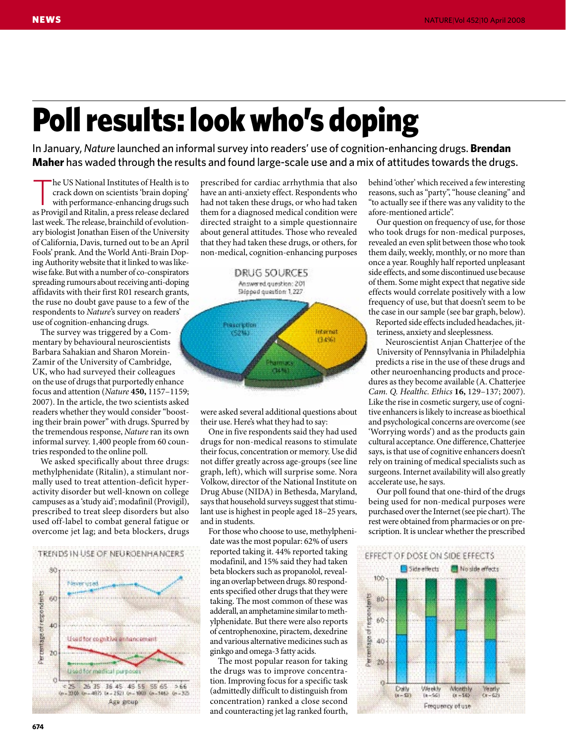# Poll results: look who's doping

In January, *Nature* launched an informal survey into readers' use of cognition-enhancing drugs. **Brendan Maher** has waded through the results and found large-scale use and a mix of attitudes towards the drugs.

The US National Institutes of Health is to crack down on scientists 'brain doping' with performance-enhancing drugs such as Provigil and Ritalin, a press release declared last week. The release, brainchild of evolutionary biologist Jonathan Eisen of the University of California, Davis, turned out to be an April Fools' prank. And the World Anti-Brain Doping Authority website that it linked to was likewise fake. But with a number of co-conspirators spreading rumours about receiving anti-doping affidavits with their first R01 research grants, the ruse no doubt gave pause to a few of the respondents to *Nature*'s survey on readers' use of cognition-enhancing drugs.

The survey was triggered by a Commentary by behavioural neuroscientists Barbara Sahakian and Sharon Morein-Zamir of the University of Cambridge, UK, who had surveyed their colleagues on the use of drugs that purportedly enhance focus and attention (*Nature* **450,** 1157–1159; 2007). In the article, the two scientists asked readers whether they would consider "boosting their brain power" with drugs. Spurred by the tremendous response, *Nature* ran its own informal survey. 1,400 people from 60 countries responded to the online poll.

We asked specifically about three drugs: methylphenidate (Ritalin), a stimulant normally used to treat attention-deficit hyperactivity disorder but well-known on college campuses as a 'study aid'; modafinil (Provigil), prescribed to treat sleep disorders but also used off-label to combat general fatigue or overcome jet lag; and beta blockers, drugs prescribed for cardiac arrhythmia that also have an anti-anxiety effect. Respondents who had not taken these drugs, or who had taken them for a diagnosed medical condition were directed straight to a simple questionnaire about general attitudes. Those who revealed that they had taken these drugs, or others, for non-medical, cognition-enhancing purposes were asked several additional questions about their use. Here's what they had to say:

DRUG SOURCES

Answered question: 201
Skipped question: 1,227

Prescription (52%) · Internet (34%) · Pharmacy (14%)

One in five respondents said they had used drugs for non-medical reasons to stimulate their focus, concentration or memory. Use did not differ greatly across age-groups (see line graph, left), which will surprise some. Nora Volkow, director of the National Institute on Drug Abuse (NIDA) in Bethesda, Maryland, says that household surveys suggest that stimulant use is highest in people aged 18–25 years, and in students.

For those who choose to use, methylphenidate was the most popular: 62% of users reported taking it. 44% reported taking modafinil, and 15% said they had taken beta blockers such as propanolol, revealing an overlap between drugs. 80 respondents specified other drugs that they were taking. The most common of these was adderall, an amphetamine similar to methylphenidate. But there were also reports of centrophenoxine, piractem, dexedrine and various alternative medicines such as ginkgo and omega-3 fatty acids.

The most popular reason for taking the drugs was to improve concentration. Improving focus for a specific task (admittedly difficult to distinguish from concentration) ranked a close second and counteracting jet lag ranked fourth, behind 'other' which received a few interesting reasons, such as "party", "house cleaning" and "to actually see if there was any validity to the afore-mentioned article".

Our question on frequency of use, for those who took drugs for non-medical purposes, revealed an even split between those who took them daily, weekly, monthly, or no more than once a year. Roughly half reported unpleasant side effects, and some discontinued use because of them. Some might expect that negative side effects would correlate positively with a low frequency of use, but that doesn't seem to be the case in our sample (see bar graph, below).

Reported side effects included headaches, jitteriness, anxiety and sleeplessness.

Neuroscientist Anjan Chatterjee of the University of Pennsylvania in Philadelphia predicts a rise in the use of these drugs and other neuroenhancing products and procedures as they become available (A. Chatterjee *Cam. Q. Healthc. Ethics* **16,** 129–137; 2007). Like the rise in cosmetic surgery, use of cognitive enhancers is likely to increase as bioethical and psychological concerns are overcome (see 'Worrying words') and as the products gain cultural acceptance. One difference, Chatterjee says, is that use of cognitive enhancers doesn't rely on training of medical specialists such as surgeons. Internet availability will also greatly accelerate use, he says.

Our poll found that one-third of the drugs being used for non-medical purposes were purchased over the Internet (see pie chart). The rest were obtained from pharmacies or on prescription. It is unclear whether the prescribed

TRENDS IN USE OF NEUROENHANCERS

Lines: Never used; Used for cognitive enhancement; Used for medical purposes. Y-axis: Percentage of respondents (0–80). X-axis: Age group: <25 (n = 200), 26–35 (n = 487), 36–45 (n = 252), 46–55 (n = 180), 56–65 (n = 146), >66 (n = 32)

EFFECT OF DOSE ON SIDE EFFECTS

Side effects · No side effects. Y-axis: Percentage of respondents (0–100). X-axis: Frequency of use: Daily (n = 53), Weekly (n = 56), Monthly (n = 58), Yearly (n = 62)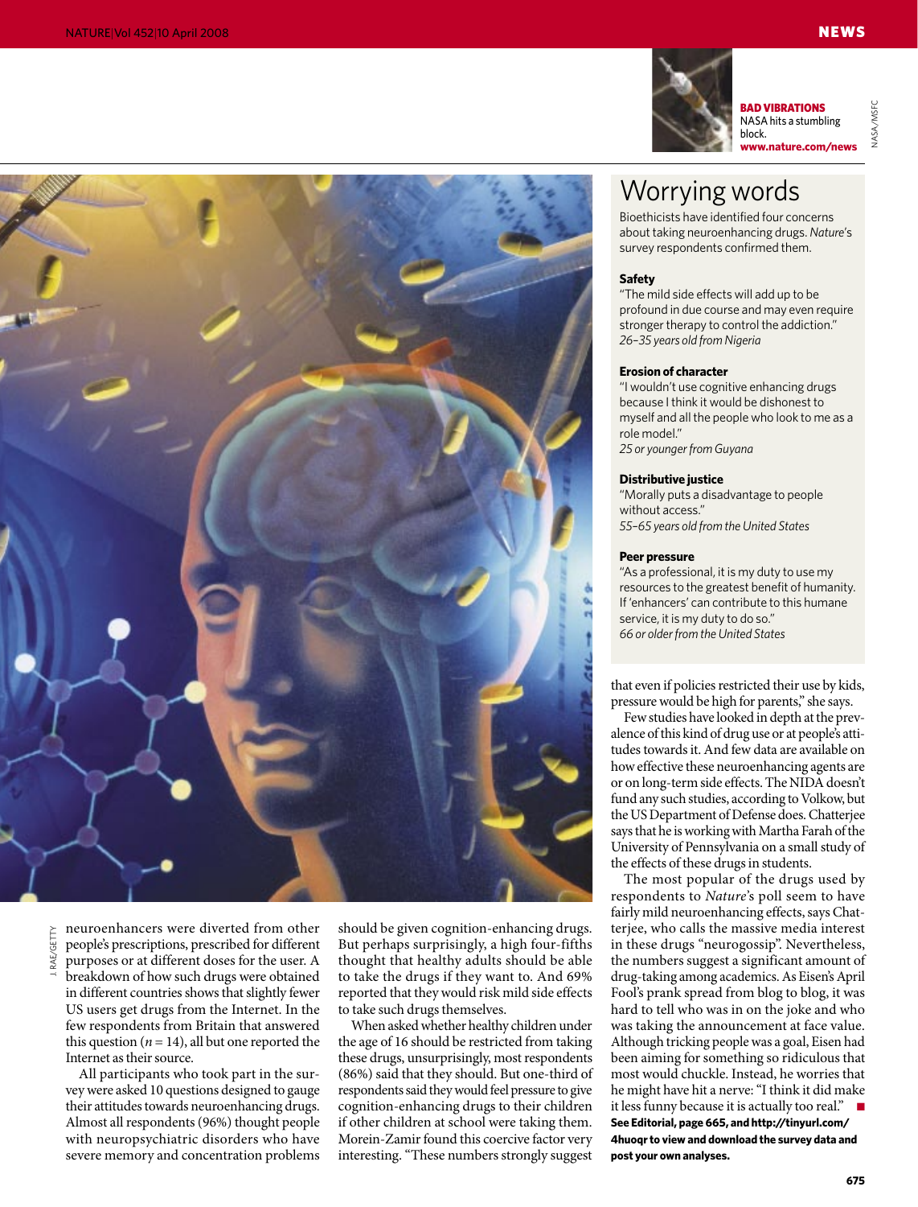**BAD VIBRATIONS**
NASA hits a stumbling block.
**www.nature.com/news**

NASA/MSFC

# Worrying words

Bioethicists have identified four concerns about taking neuroenhancing drugs. *Nature*'s survey respondents confirmed them.

**Safety**
"The mild side effects will add up to be profound in due course and may even require stronger therapy to control the addiction."
*26–35 years old from Nigeria*

**Erosion of character**
"I wouldn't use cognitive enhancing drugs because I think it would be dishonest to myself and all the people who look to me as a role model."
*25 or younger from Guyana*

**Distributive justice**
"Morally puts a disadvantage to people without access."
*55–65 years old from the United States*

**Peer pressure**
"As a professional, it is my duty to use my resources to the greatest benefit of humanity. If 'enhancers' can contribute to this humane service, it is my duty to do so."
*66 or older from the United States*

J. RAE/GETTY

neuroenhancers were diverted from other people's prescriptions, prescribed for different purposes or at different doses for the user. A breakdown of how such drugs were obtained in different countries shows that slightly fewer US users get drugs from the Internet. In the few respondents from Britain that answered this question ($n = 14$), all but one reported the Internet as their source.

All participants who took part in the survey were asked 10 questions designed to gauge their attitudes towards neuroenhancing drugs. Almost all respondents (96%) thought people with neuropsychiatric disorders who have severe memory and concentration problems should be given cognition-enhancing drugs. But perhaps surprisingly, a high four-fifths thought that healthy adults should be able to take the drugs if they want to. And 69% reported that they would risk mild side effects to take such drugs themselves.

When asked whether healthy children under the age of 16 should be restricted from taking these drugs, unsurprisingly, most respondents (86%) said that they should. But one-third of respondents said they would feel pressure to give cognition-enhancing drugs to their children if other children at school were taking them. Morein-Zamir found this coercive factor very interesting. "These numbers strongly suggest that even if policies restricted their use by kids, pressure would be high for parents," she says.

Few studies have looked in depth at the prevalence of this kind of drug use or at people's attitudes towards it. And few data are available on how effective these neuroenhancing agents are or on long-term side effects. The NIDA doesn't fund any such studies, according to Volkow, but the US Department of Defense does. Chatterjee says that he is working with Martha Farah of the University of Pennsylvania on a small study of the effects of these drugs in students.

The most popular of the drugs used by respondents to *Nature*'s poll seem to have fairly mild neuroenhancing effects, says Chatterjee, who calls the massive media interest in these drugs "neurogossip". Nevertheless, the numbers suggest a significant amount of drug-taking among academics. As Eisen's April Fool's prank spread from blog to blog, it was hard to tell who was in on the joke and who was taking the announcement at face value. Although tricking people was a goal, Eisen had been aiming for something so ridiculous that most would chuckle. Instead, he worries that he might have hit a nerve: "I think it did make it less funny because it is actually too real." ■

**See Editorial, page 665, and http://tinyurl.com/4huoqr to view and download the survey data and post your own analyses.**